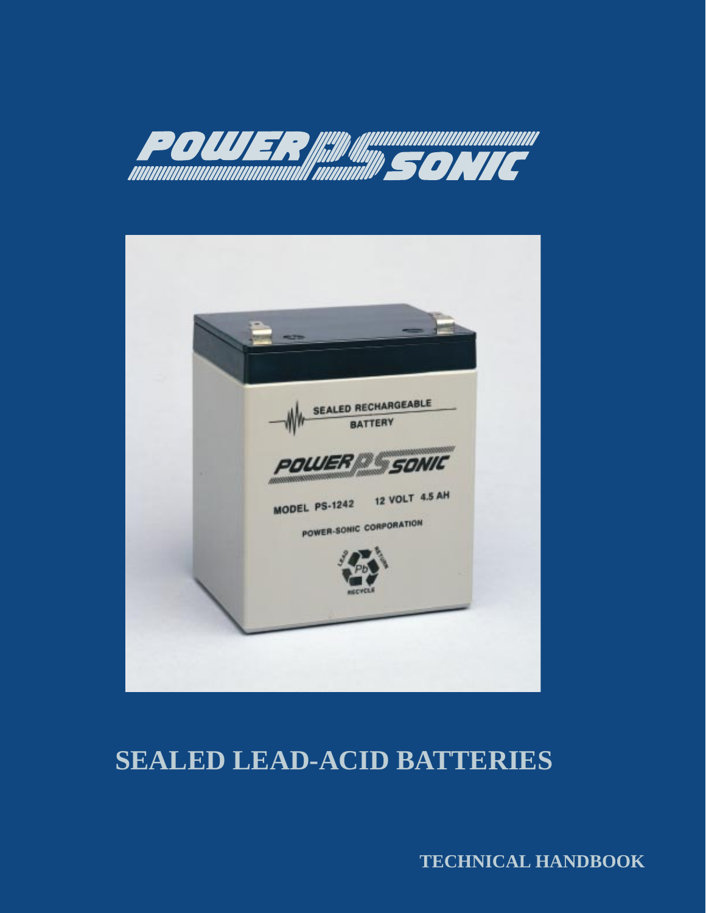# POWER SONIC

# SEALED LEAD-ACID BATTERIES

**TECHNICAL HANDBOOK**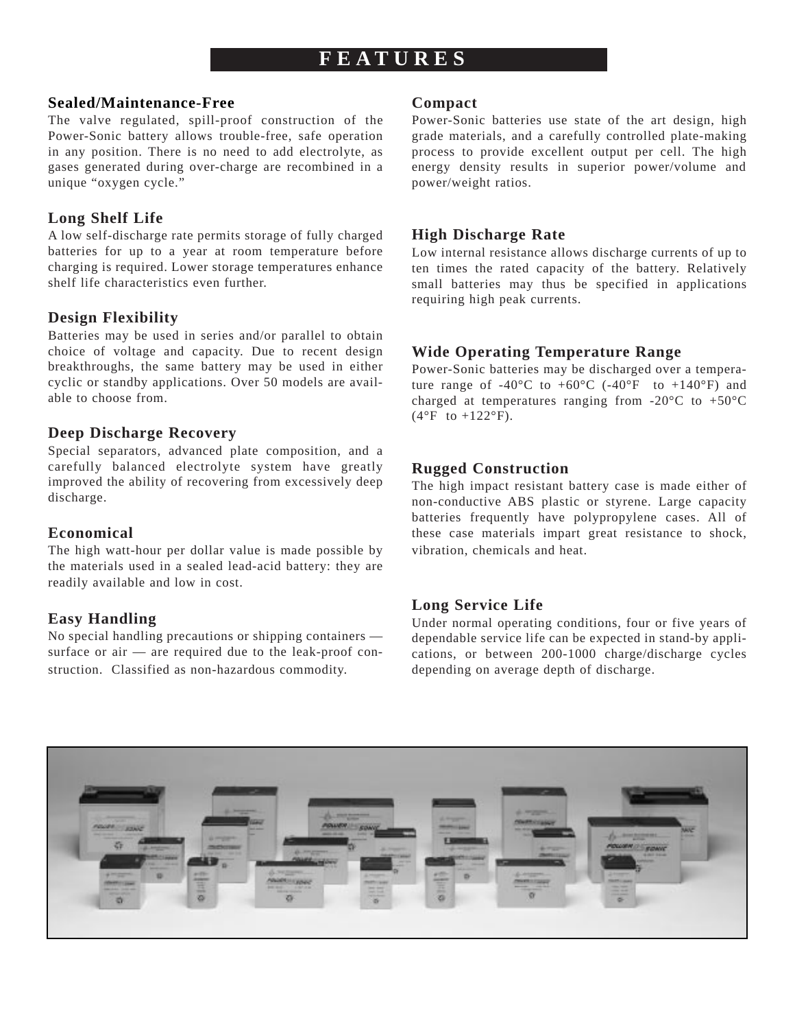# FEATURES

### Sealed/Maintenance-Free

The valve regulated, spill-proof construction of the Power-Sonic battery allows trouble-free, safe operation in any position. There is no need to add electrolyte, as gases generated during over-charge are recombined in a unique "oxygen cycle."

### Long Shelf Life

A low self-discharge rate permits storage of fully charged batteries for up to a year at room temperature before charging is required. Lower storage temperatures enhance shelf life characteristics even further.

### Design Flexibility

Batteries may be used in series and/or parallel to obtain choice of voltage and capacity. Due to recent design breakthroughs, the same battery may be used in either cyclic or standby applications. Over 50 models are available to choose from.

### Deep Discharge Recovery

Special separators, advanced plate composition, and a carefully balanced electrolyte system have greatly improved the ability of recovering from excessively deep discharge.

### Economical

The high watt-hour per dollar value is made possible by the materials used in a sealed lead-acid battery: they are readily available and low in cost.

### Easy Handling

No special handling precautions or shipping containers — surface or air — are required due to the leak-proof construction. Classified as non-hazardous commodity.

### Compact

Power-Sonic batteries use state of the art design, high grade materials, and a carefully controlled plate-making process to provide excellent output per cell. The high energy density results in superior power/volume and power/weight ratios.

### High Discharge Rate

Low internal resistance allows discharge currents of up to ten times the rated capacity of the battery. Relatively small batteries may thus be specified in applications requiring high peak currents.

### Wide Operating Temperature Range

Power-Sonic batteries may be discharged over a temperature range of -40°C to +60°C (-40°F to +140°F) and charged at temperatures ranging from -20°C to +50°C (4°F to +122°F).

### Rugged Construction

The high impact resistant battery case is made either of non-conductive ABS plastic or styrene. Large capacity batteries frequently have polypropylene cases. All of these case materials impart great resistance to shock, vibration, chemicals and heat.

### Long Service Life

Under normal operating conditions, four or five years of dependable service life can be expected in stand-by applications, or between 200-1000 charge/discharge cycles depending on average depth of discharge.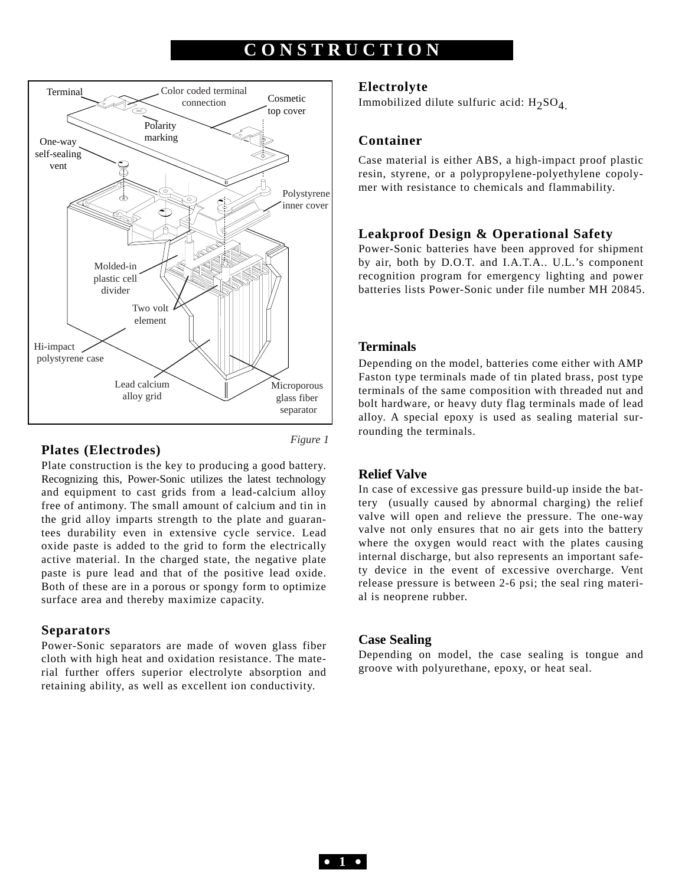# CONSTRUCTION

*Figure 1*

### Plates (Electrodes)

Plate construction is the key to producing a good battery. Recognizing this, Power-Sonic utilizes the latest technology and equipment to cast grids from a lead-calcium alloy free of antimony. The small amount of calcium and tin in the grid alloy imparts strength to the plate and guarantees durability even in extensive cycle service. Lead oxide paste is added to the grid to form the electrically active material. In the charged state, the negative plate paste is pure lead and that of the positive lead oxide. Both of these are in a porous or spongy form to optimize surface area and thereby maximize capacity.

### Separators

Power-Sonic separators are made of woven glass fiber cloth with high heat and oxidation resistance. The material further offers superior electrolyte absorption and retaining ability, as well as excellent ion conductivity.

### Electrolyte

Immobilized dilute sulfuric acid: $H_2SO_4$.

### Container

Case material is either ABS, a high-impact proof plastic resin, styrene, or a polypropylene-polyethylene copolymer with resistance to chemicals and flammability.

### Leakproof Design & Operational Safety

Power-Sonic batteries have been approved for shipment by air, both by D.O.T. and I.A.T.A.. U.L.'s component recognition program for emergency lighting and power batteries lists Power-Sonic under file number MH 20845.

### Terminals

Depending on the model, batteries come either with AMP Faston type terminals made of tin plated brass, post type terminals of the same composition with threaded nut and bolt hardware, or heavy duty flag terminals made of lead alloy. A special epoxy is used as sealing material surrounding the terminals.

### Relief Valve

In case of excessive gas pressure build-up inside the battery (usually caused by abnormal charging) the relief valve will open and relieve the pressure. The one-way valve not only ensures that no air gets into the battery where the oxygen would react with the plates causing internal discharge, but also represents an important safety device in the event of excessive overcharge. Vent release pressure is between 2-6 psi; the seal ring material is neoprene rubber.

### Case Sealing

Depending on model, the case sealing is tongue and groove with polyurethane, epoxy, or heat seal.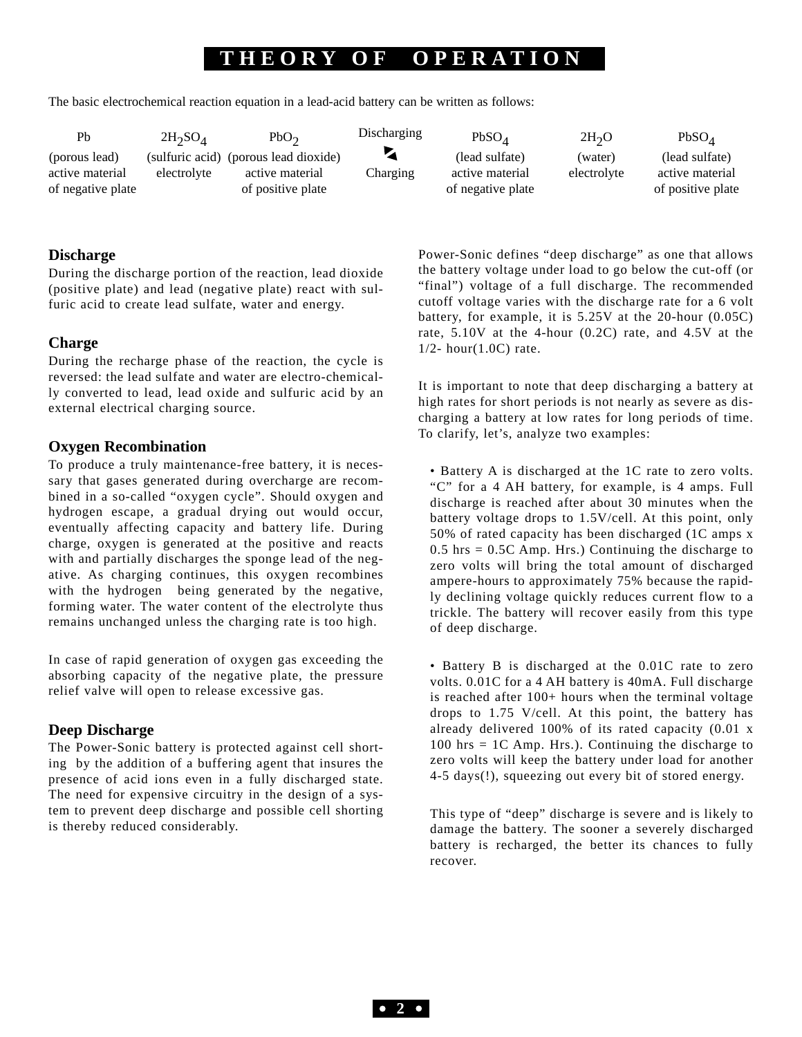# THEORY OF OPERATION

The basic electrochemical reaction equation in a lead-acid battery can be written as follows:

| $Pb$ | $2H_2SO_4$ | $PbO_2$ | Discharging ⇄ Charging | $PbSO_4$ | $2H_2O$ | $PbSO_4$ |
|---|---|---|---|---|---|---|
| (porous lead) active material of negative plate | (sulfuric acid) electrolyte | (porous lead dioxide) active material of positive plate | | (lead sulfate) active material of negative plate | (water) electrolyte | (lead sulfate) active material of positive plate |

### Discharge

During the discharge portion of the reaction, lead dioxide (positive plate) and lead (negative plate) react with sulfuric acid to create lead sulfate, water and energy.

### Charge

During the recharge phase of the reaction, the cycle is reversed: the lead sulfate and water are electro-chemically converted to lead, lead oxide and sulfuric acid by an external electrical charging source.

### Oxygen Recombination

To produce a truly maintenance-free battery, it is necessary that gases generated during overcharge are recombined in a so-called "oxygen cycle". Should oxygen and hydrogen escape, a gradual drying out would occur, eventually affecting capacity and battery life. During charge, oxygen is generated at the positive and reacts with and partially discharges the sponge lead of the negative. As charging continues, this oxygen recombines with the hydrogen being generated by the negative, forming water. The water content of the electrolyte thus remains unchanged unless the charging rate is too high.

In case of rapid generation of oxygen gas exceeding the absorbing capacity of the negative plate, the pressure relief valve will open to release excessive gas.

### Deep Discharge

The Power-Sonic battery is protected against cell shorting by the addition of a buffering agent that insures the presence of acid ions even in a fully discharged state. The need for expensive circuitry in the design of a system to prevent deep discharge and possible cell shorting is thereby reduced considerably.

Power-Sonic defines "deep discharge" as one that allows the battery voltage under load to go below the cut-off (or "final") voltage of a full discharge. The recommended cutoff voltage varies with the discharge rate for a 6 volt battery, for example, it is 5.25V at the 20-hour (0.05C) rate, 5.10V at the 4-hour (0.2C) rate, and 4.5V at the 1/2- hour(1.0C) rate.

It is important to note that deep discharging a battery at high rates for short periods is not nearly as severe as discharging a battery at low rates for long periods of time. To clarify, let's, analyze two examples:

- Battery A is discharged at the 1C rate to zero volts. "C" for a 4 AH battery, for example, is 4 amps. Full discharge is reached after about 30 minutes when the battery voltage drops to 1.5V/cell. At this point, only 50% of rated capacity has been discharged (1C amps x 0.5 hrs = 0.5C Amp. Hrs.) Continuing the discharge to zero volts will bring the total amount of discharged ampere-hours to approximately 75% because the rapidly declining voltage quickly reduces current flow to a trickle. The battery will recover easily from this type of deep discharge.

- Battery B is discharged at the 0.01C rate to zero volts. 0.01C for a 4 AH battery is 40mA. Full discharge is reached after 100+ hours when the terminal voltage drops to 1.75 V/cell. At this point, the battery has already delivered 100% of its rated capacity (0.01 x 100 hrs = 1C Amp. Hrs.). Continuing the discharge to zero volts will keep the battery under load for another 4-5 days(!), squeezing out every bit of stored energy.

This type of "deep" discharge is severe and is likely to damage the battery. The sooner a severely discharged battery is recharged, the better its chances to fully recover.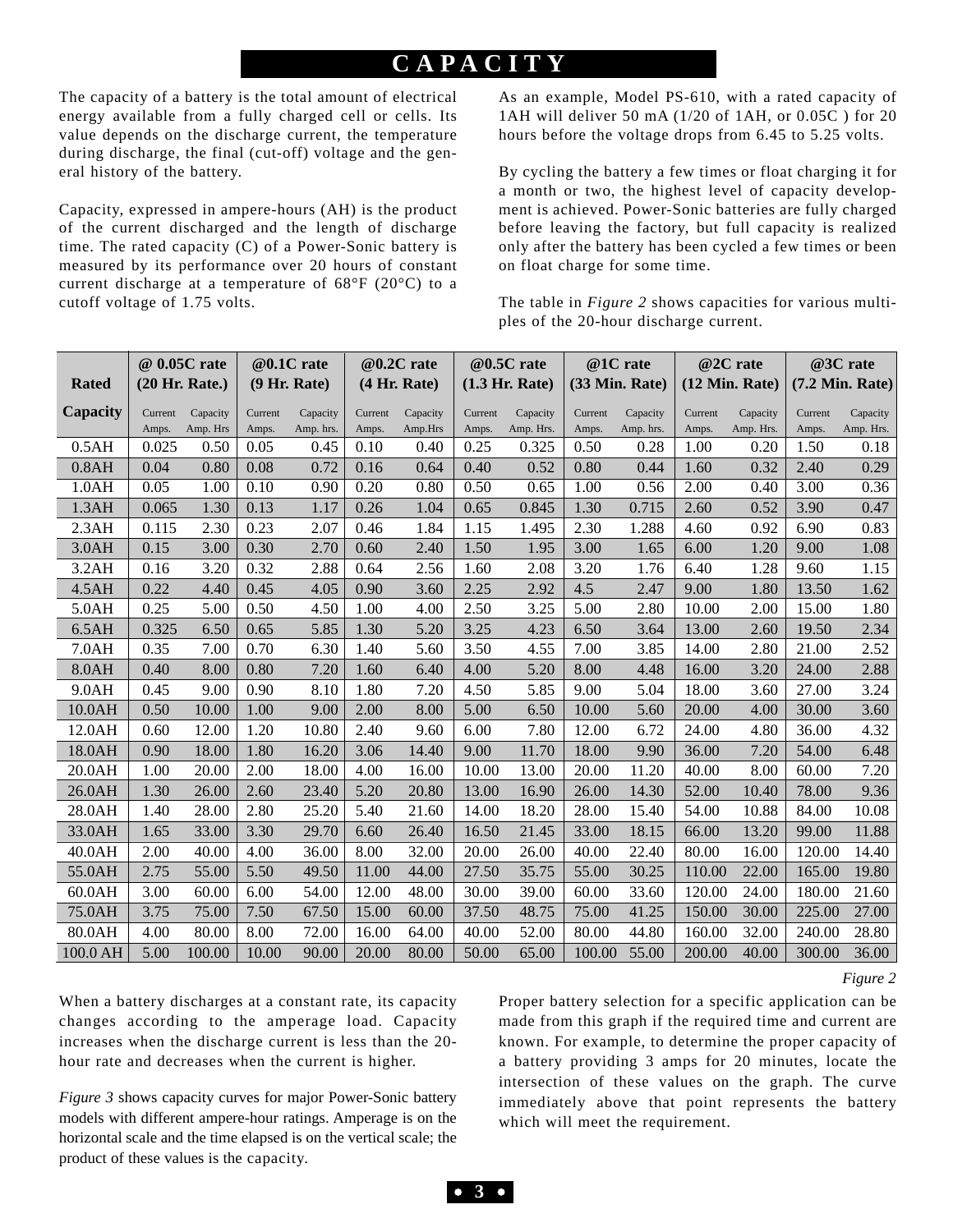# CAPACITY

The capacity of a battery is the total amount of electrical energy available from a fully charged cell or cells. Its value depends on the discharge current, the temperature during discharge, the final (cut-off) voltage and the general history of the battery.

Capacity, expressed in ampere-hours (AH) is the product of the current discharged and the length of discharge time. The rated capacity (C) of a Power-Sonic battery is measured by its performance over 20 hours of constant current discharge at a temperature of 68°F (20°C) to a cutoff voltage of 1.75 volts.

As an example, Model PS-610, with a rated capacity of 1AH will deliver 50 mA (1/20 of 1AH, or 0.05C ) for 20 hours before the voltage drops from 6.45 to 5.25 volts.

By cycling the battery a few times or float charging it for a month or two, the highest level of capacity development is achieved. Power-Sonic batteries are fully charged before leaving the factory, but full capacity is realized only after the battery has been cycled a few times or been on float charge for some time.

The table in *Figure 2* shows capacities for various multiples of the 20-hour discharge current.

| Rated | @ 0.05C rate (20 Hr. Rate.) | | @0.1C rate (9 Hr. Rate) | | @0.2C rate (4 Hr. Rate) | | @0.5C rate (1.3 Hr. Rate) | | @1C rate (33 Min. Rate) | | @2C rate (12 Min. Rate) | | @3C rate (7.2 Min. Rate) | |
|---|---|---|---|---|---|---|---|---|---|---|---|---|---|---|
| **Capacity** | Current Amps. | Capacity Amp. Hrs | Current Amps. | Capacity Amp. hrs. | Current Amps. | Capacity Amp.Hrs | Current Amps. | Capacity Amp. Hrs. | Current Amps. | Capacity Amp. hrs. | Current Amps. | Capacity Amp. Hrs. | Current Amps. | Capacity Amp. Hrs. |
| 0.5AH | 0.025 | 0.50 | 0.05 | 0.45 | 0.10 | 0.40 | 0.25 | 0.325 | 0.50 | 0.28 | 1.00 | 0.20 | 1.50 | 0.18 |
| 0.8AH | 0.04 | 0.80 | 0.08 | 0.72 | 0.16 | 0.64 | 0.40 | 0.52 | 0.80 | 0.44 | 1.60 | 0.32 | 2.40 | 0.29 |
| 1.0AH | 0.05 | 1.00 | 0.10 | 0.90 | 0.20 | 0.80 | 0.50 | 0.65 | 1.00 | 0.56 | 2.00 | 0.40 | 3.00 | 0.36 |
| 1.3AH | 0.065 | 1.30 | 0.13 | 1.17 | 0.26 | 1.04 | 0.65 | 0.845 | 1.30 | 0.715 | 2.60 | 0.52 | 3.90 | 0.47 |
| 2.3AH | 0.115 | 2.30 | 0.23 | 2.07 | 0.46 | 1.84 | 1.15 | 1.495 | 2.30 | 1.288 | 4.60 | 0.92 | 6.90 | 0.83 |
| 3.0AH | 0.15 | 3.00 | 0.30 | 2.70 | 0.60 | 2.40 | 1.50 | 1.95 | 3.00 | 1.65 | 6.00 | 1.20 | 9.00 | 1.08 |
| 3.2AH | 0.16 | 3.20 | 0.32 | 2.88 | 0.64 | 2.56 | 1.60 | 2.08 | 3.20 | 1.76 | 6.40 | 1.28 | 9.60 | 1.15 |
| 4.5AH | 0.22 | 4.40 | 0.45 | 4.05 | 0.90 | 3.60 | 2.25 | 2.92 | 4.5 | 2.47 | 9.00 | 1.80 | 13.50 | 1.62 |
| 5.0AH | 0.25 | 5.00 | 0.50 | 4.50 | 1.00 | 4.00 | 2.50 | 3.25 | 5.00 | 2.80 | 10.00 | 2.00 | 15.00 | 1.80 |
| 6.5AH | 0.325 | 6.50 | 0.65 | 5.85 | 1.30 | 5.20 | 3.25 | 4.23 | 6.50 | 3.64 | 13.00 | 2.60 | 19.50 | 2.34 |
| 7.0AH | 0.35 | 7.00 | 0.70 | 6.30 | 1.40 | 5.60 | 3.50 | 4.55 | 7.00 | 3.85 | 14.00 | 2.80 | 21.00 | 2.52 |
| 8.0AH | 0.40 | 8.00 | 0.80 | 7.20 | 1.60 | 6.40 | 4.00 | 5.20 | 8.00 | 4.48 | 16.00 | 3.20 | 24.00 | 2.88 |
| 9.0AH | 0.45 | 9.00 | 0.90 | 8.10 | 1.80 | 7.20 | 4.50 | 5.85 | 9.00 | 5.04 | 18.00 | 3.60 | 27.00 | 3.24 |
| 10.0AH | 0.50 | 10.00 | 1.00 | 9.00 | 2.00 | 8.00 | 5.00 | 6.50 | 10.00 | 5.60 | 20.00 | 4.00 | 30.00 | 3.60 |
| 12.0AH | 0.60 | 12.00 | 1.20 | 10.80 | 2.40 | 9.60 | 6.00 | 7.80 | 12.00 | 6.72 | 24.00 | 4.80 | 36.00 | 4.32 |
| 18.0AH | 0.90 | 18.00 | 1.80 | 16.20 | 3.06 | 14.40 | 9.00 | 11.70 | 18.00 | 9.90 | 36.00 | 7.20 | 54.00 | 6.48 |
| 20.0AH | 1.00 | 20.00 | 2.00 | 18.00 | 4.00 | 16.00 | 10.00 | 13.00 | 20.00 | 11.20 | 40.00 | 8.00 | 60.00 | 7.20 |
| 26.0AH | 1.30 | 26.00 | 2.60 | 23.40 | 5.20 | 20.80 | 13.00 | 16.90 | 26.00 | 14.30 | 52.00 | 10.40 | 78.00 | 9.36 |
| 28.0AH | 1.40 | 28.00 | 2.80 | 25.20 | 5.40 | 21.60 | 14.00 | 18.20 | 28.00 | 15.40 | 54.00 | 10.88 | 84.00 | 10.08 |
| 33.0AH | 1.65 | 33.00 | 3.30 | 29.70 | 6.60 | 26.40 | 16.50 | 21.45 | 33.00 | 18.15 | 66.00 | 13.20 | 99.00 | 11.88 |
| 40.0AH | 2.00 | 40.00 | 4.00 | 36.00 | 8.00 | 32.00 | 20.00 | 26.00 | 40.00 | 22.40 | 80.00 | 16.00 | 120.00 | 14.40 |
| 55.0AH | 2.75 | 55.00 | 5.50 | 49.50 | 11.00 | 44.00 | 27.50 | 35.75 | 55.00 | 30.25 | 110.00 | 22.00 | 165.00 | 19.80 |
| 60.0AH | 3.00 | 60.00 | 6.00 | 54.00 | 12.00 | 48.00 | 30.00 | 39.00 | 60.00 | 33.60 | 120.00 | 24.00 | 180.00 | 21.60 |
| 75.0AH | 3.75 | 75.00 | 7.50 | 67.50 | 15.00 | 60.00 | 37.50 | 48.75 | 75.00 | 41.25 | 150.00 | 30.00 | 225.00 | 27.00 |
| 80.0AH | 4.00 | 80.00 | 8.00 | 72.00 | 16.00 | 64.00 | 40.00 | 52.00 | 80.00 | 44.80 | 160.00 | 32.00 | 240.00 | 28.80 |
| 100.0 AH | 5.00 | 100.00 | 10.00 | 90.00 | 20.00 | 80.00 | 50.00 | 65.00 | 100.00 | 55.00 | 200.00 | 40.00 | 300.00 | 36.00 |

*Figure 2*

When a battery discharges at a constant rate, its capacity changes according to the amperage load. Capacity increases when the discharge current is less than the 20-hour rate and decreases when the current is higher.

*Figure 3* shows capacity curves for major Power-Sonic battery models with different ampere-hour ratings. Amperage is on the horizontal scale and the time elapsed is on the vertical scale; the product of these values is the capacity.

Proper battery selection for a specific application can be made from this graph if the required time and current are known. For example, to determine the proper capacity of a battery providing 3 amps for 20 minutes, locate the intersection of these values on the graph. The curve immediately above that point represents the battery which will meet the requirement.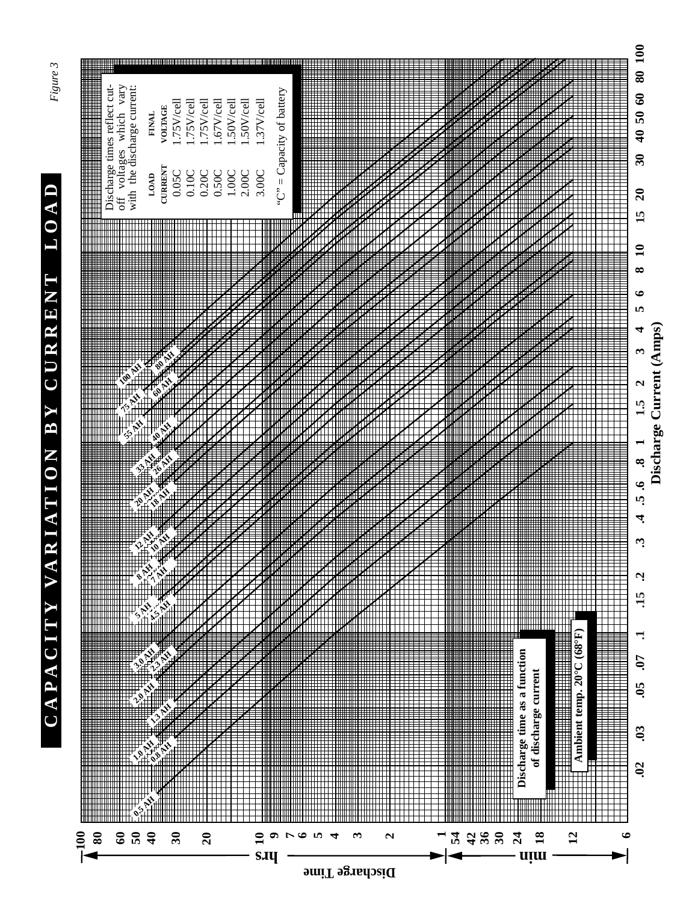# CAPACITY VARIATION BY CURRENT LOAD

*Figure 3*

Discharge times reflect cut-off voltages which vary with the discharge current:

| LOAD CURRENT | FINAL VOLTAGE |
|---|---|
| 0.05C | 1.75V/cell |
| 0.10C | 1.75V/cell |
| 0.20C | 1.75V/cell |
| 0.50C | 1.67V/cell |
| 1.00C | 1.50V/cell |
| 2.00C | 1.50V/cell |
| 3.00C | 1.37V/cell |

"C" = Capacity of battery

**Discharge time as a function of discharge current**

**Ambient temp. 20°C (68°F)**

Battery capacity lines: 0.5 AH, 0.8 AH, 1.0 AH, 1.3 AH, 2.0 AH, 2.3 AH, 3.0 AH, 4.5 AH, 5 AH, 7 AH, 8 AH, 10 AH, 12 AH, 18 AH, 20 AH, 26 AH, 33 AH, 40 AH, 55 AH, 60 AH, 75 AH, 80 AH, 100 AH

Vertical axis: **Discharge Time** — hrs: 100, 80, 60, 50, 40, 30, 20, 10, 9, 7, 6, 5, 4, 3, 2, 1; min: 54, 42, 36, 30, 24, 18, 12, 6

Horizontal axis: **Discharge Current (Amps)** — .02, .03, .05, .07, .1, .15, .2, .3, .4, .5, .6, .8, 1, 1.5, 2, 3, 4, 5, 6, 8, 10, 15, 20, 30, 40, 50, 60, 80, 100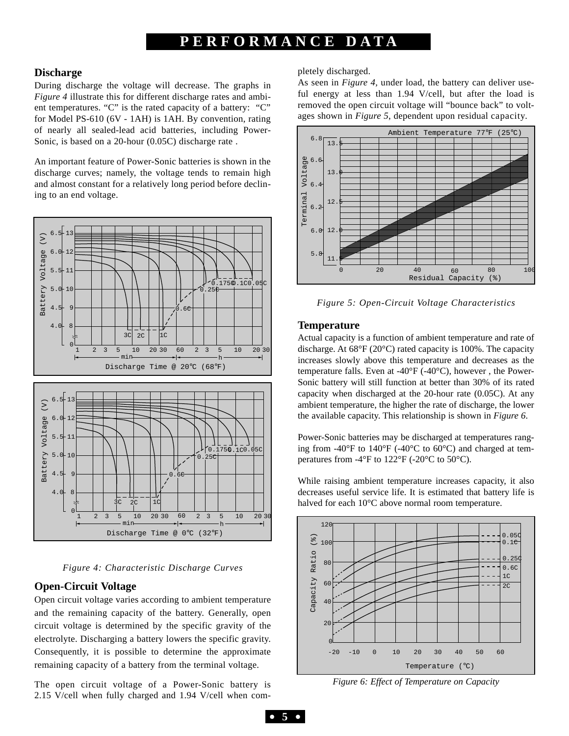# PERFORMANCE DATA

## Discharge

During discharge the voltage will decrease. The graphs in *Figure 4* illustrate this for different discharge rates and ambient temperatures. "C" is the rated capacity of a battery: "C" for Model PS-610 (6V - 1AH) is 1AH. By convention, rating of nearly all sealed-lead acid batteries, including Power-Sonic, is based on a 20-hour (0.05C) discharge rate .

An important feature of Power-Sonic batteries is shown in the discharge curves; namely, the voltage tends to remain high and almost constant for a relatively long period before declining to an end voltage.

*Figure 4: Characteristic Discharge Curves*

## Open-Circuit Voltage

Open circuit voltage varies according to ambient temperature and the remaining capacity of the battery. Generally, open circuit voltage is determined by the specific gravity of the electrolyte. Discharging a battery lowers the specific gravity. Consequently, it is possible to determine the approximate remaining capacity of a battery from the terminal voltage.

The open circuit voltage of a Power-Sonic battery is 2.15 V/cell when fully charged and 1.94 V/cell when completely discharged.

As seen in *Figure 4*, under load, the battery can deliver useful energy at less than 1.94 V/cell, but after the load is removed the open circuit voltage will "bounce back" to voltages shown in *Figure 5*, dependent upon residual capacity.

*Figure 5: Open-Circuit Voltage Characteristics*

## Temperature

Actual capacity is a function of ambient temperature and rate of discharge. At 68°F (20°C) rated capacity is 100%. The capacity increases slowly above this temperature and decreases as the temperature falls. Even at -40°F (-40°C), however , the Power-Sonic battery will still function at better than 30% of its rated capacity when discharged at the 20-hour rate (0.05C). At any ambient temperature, the higher the rate of discharge, the lower the available capacity. This relationship is shown in *Figure 6*.

Power-Sonic batteries may be discharged at temperatures ranging from -40°F to 140°F (-40°C to 60°C) and charged at temperatures from -4°F to 122°F (-20°C to 50°C).

While raising ambient temperature increases capacity, it also decreases useful service life. It is estimated that battery life is halved for each 10°C above normal room temperature.

*Figure 6: Effect of Temperature on Capacity*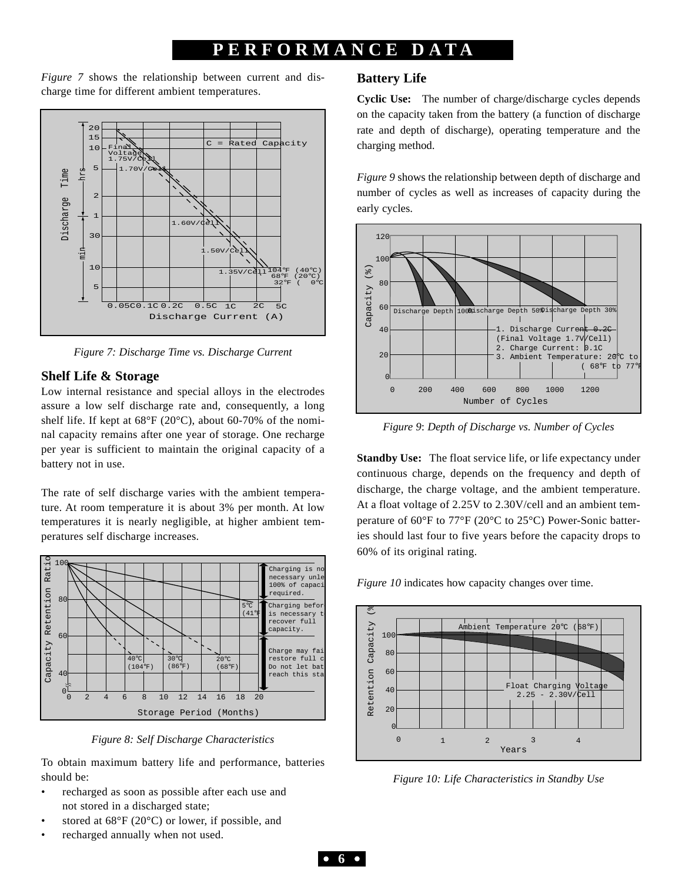# PERFORMANCE DATA

*Figure 7* shows the relationship between current and discharge time for different ambient temperatures.

*Figure 7: Discharge Time vs. Discharge Current*

## Shelf Life & Storage

Low internal resistance and special alloys in the electrodes assure a low self discharge rate and, consequently, a long shelf life. If kept at 68°F (20°C), about 60-70% of the nominal capacity remains after one year of storage. One recharge per year is sufficient to maintain the original capacity of a battery not in use.

The rate of self discharge varies with the ambient temperature. At room temperature it is about 3% per month. At low temperatures it is nearly negligible, at higher ambient temperatures self discharge increases.

*Figure 8: Self Discharge Characteristics*

To obtain maximum battery life and performance, batteries should be:

- recharged as soon as possible after each use and not stored in a discharged state;
- stored at 68°F (20°C) or lower, if possible, and
- recharged annually when not used.

## Battery Life

**Cyclic Use:** The number of charge/discharge cycles depends on the capacity taken from the battery (a function of discharge rate and depth of discharge), operating temperature and the charging method.

*Figure 9* shows the relationship between depth of discharge and number of cycles as well as increases of capacity during the early cycles.

*Figure 9: Depth of Discharge vs. Number of Cycles*

**Standby Use:** The float service life, or life expectancy under continuous charge, depends on the frequency and depth of discharge, the charge voltage, and the ambient temperature. At a float voltage of 2.25V to 2.30V/cell and an ambient temperature of 60°F to 77°F (20°C to 25°C) Power-Sonic batteries should last four to five years before the capacity drops to 60% of its original rating.

*Figure 10* indicates how capacity changes over time.

*Figure 10: Life Characteristics in Standby Use*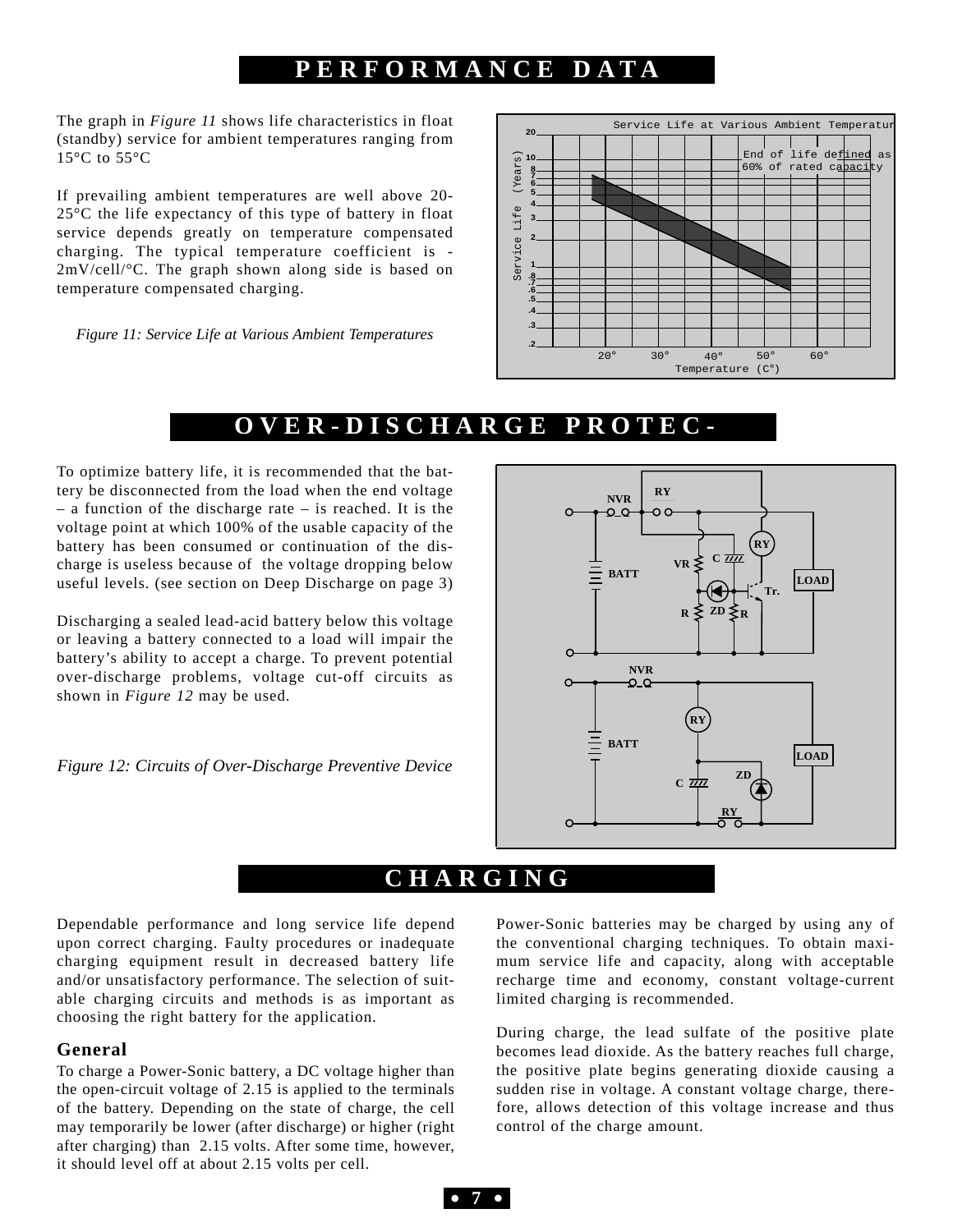# PERFORMANCE DATA

The graph in *Figure 11* shows life characteristics in float (standby) service for ambient temperatures ranging from 15°C to 55°C

If prevailing ambient temperatures are well above 20-25°C the life expectancy of this type of battery in float service depends greatly on temperature compensated charging. The typical temperature coefficient is -2mV/cell/°C. The graph shown along side is based on temperature compensated charging.

*Figure 11: Service Life at Various Ambient Temperatures*

# OVER-DISCHARGE PROTEC-

To optimize battery life, it is recommended that the battery be disconnected from the load when the end voltage – a function of the discharge rate – is reached. It is the voltage point at which 100% of the usable capacity of the battery has been consumed or continuation of the discharge is useless because of the voltage dropping below useful levels. (see section on Deep Discharge on page 3)

Discharging a sealed lead-acid battery below this voltage or leaving a battery connected to a load will impair the battery's ability to accept a charge. To prevent potential over-discharge problems, voltage cut-off circuits as shown in *Figure 12* may be used.

*Figure 12: Circuits of Over-Discharge Preventive Device*

# CHARGING

Dependable performance and long service life depend upon correct charging. Faulty procedures or inadequate charging equipment result in decreased battery life and/or unsatisfactory performance. The selection of suitable charging circuits and methods is as important as choosing the right battery for the application.

## General

To charge a Power-Sonic battery, a DC voltage higher than the open-circuit voltage of 2.15 is applied to the terminals of the battery. Depending on the state of charge, the cell may temporarily be lower (after discharge) or higher (right after charging) than 2.15 volts. After some time, however, it should level off at about 2.15 volts per cell.

Power-Sonic batteries may be charged by using any of the conventional charging techniques. To obtain maximum service life and capacity, along with acceptable recharge time and economy, constant voltage-current limited charging is recommended.

During charge, the lead sulfate of the positive plate becomes lead dioxide. As the battery reaches full charge, the positive plate begins generating dioxide causing a sudden rise in voltage. A constant voltage charge, therefore, allows detection of this voltage increase and thus control of the charge amount.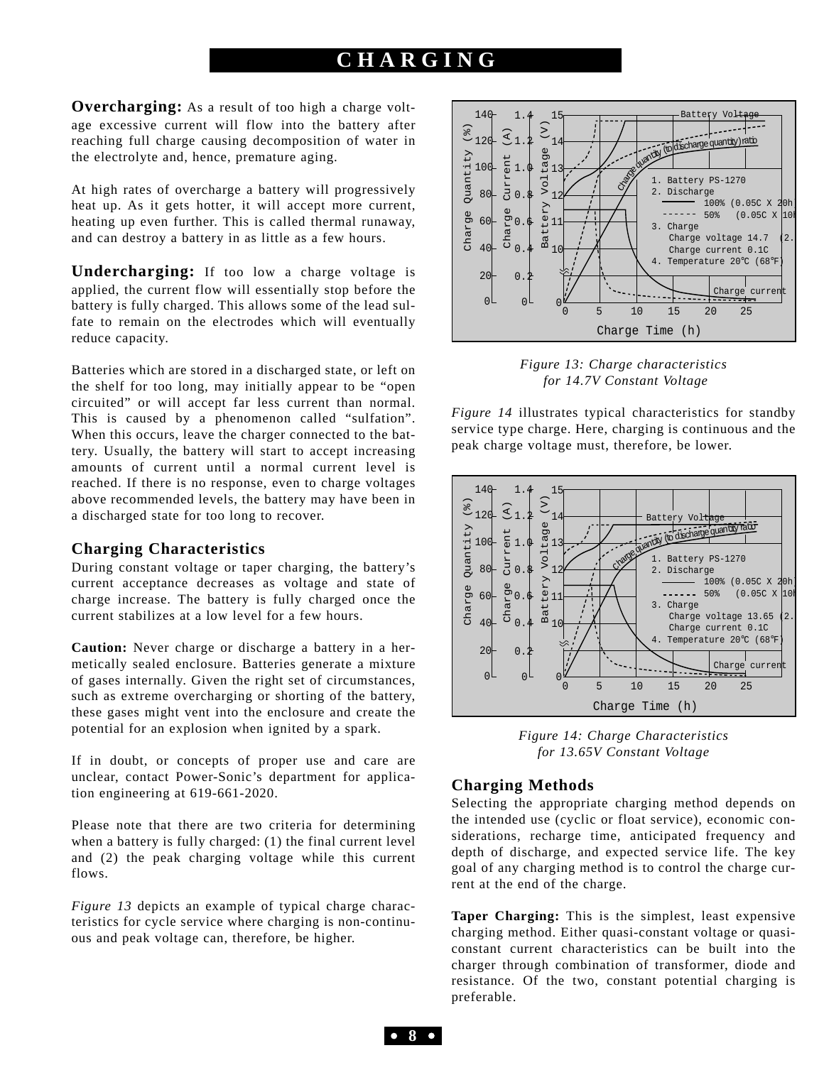## CHARGING

**Overcharging:** As a result of too high a charge voltage excessive current will flow into the battery after reaching full charge causing decomposition of water in the electrolyte and, hence, premature aging.

At high rates of overcharge a battery will progressively heat up. As it gets hotter, it will accept more current, heating up even further. This is called thermal runaway, and can destroy a battery in as little as a few hours.

**Undercharging:** If too low a charge voltage is applied, the current flow will essentially stop before the battery is fully charged. This allows some of the lead sulfate to remain on the electrodes which will eventually reduce capacity.

Batteries which are stored in a discharged state, or left on the shelf for too long, may initially appear to be "open circuited" or will accept far less current than normal. This is caused by a phenomenon called "sulfation". When this occurs, leave the charger connected to the battery. Usually, the battery will start to accept increasing amounts of current until a normal current level is reached. If there is no response, even to charge voltages above recommended levels, the battery may have been in a discharged state for too long to recover.

### Charging Characteristics

During constant voltage or taper charging, the battery's current acceptance decreases as voltage and state of charge increase. The battery is fully charged once the current stabilizes at a low level for a few hours.

**Caution:** Never charge or discharge a battery in a hermetically sealed enclosure. Batteries generate a mixture of gases internally. Given the right set of circumstances, such as extreme overcharging or shorting of the battery, these gases might vent into the enclosure and create the potential for an explosion when ignited by a spark.

If in doubt, or concepts of proper use and care are unclear, contact Power-Sonic's department for application engineering at 619-661-2020.

Please note that there are two criteria for determining when a battery is fully charged: (1) the final current level and (2) the peak charging voltage while this current flows.

*Figure 13* depicts an example of typical charge characteristics for cycle service where charging is non-continuous and peak voltage can, therefore, be higher.

*Figure 13: Charge characteristics for 14.7V Constant Voltage*

*Figure 14* illustrates typical characteristics for standby service type charge. Here, charging is continuous and the peak charge voltage must, therefore, be lower.

*Figure 14: Charge Characteristics for 13.65V Constant Voltage*

### Charging Methods

Selecting the appropriate charging method depends on the intended use (cyclic or float service), economic considerations, recharge time, anticipated frequency and depth of discharge, and expected service life. The key goal of any charging method is to control the charge current at the end of the charge.

**Taper Charging:** This is the simplest, least expensive charging method. Either quasi-constant voltage or quasi-constant current characteristics can be built into the charger through combination of transformer, diode and resistance. Of the two, constant potential charging is preferable.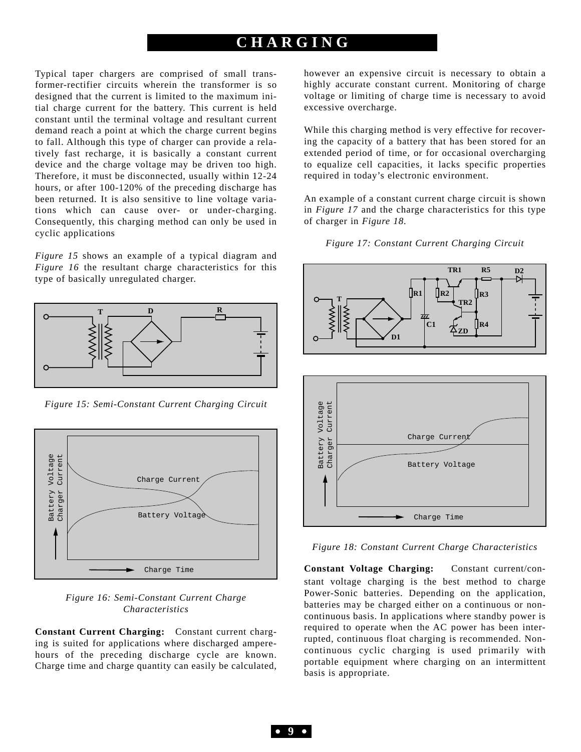Typical taper chargers are comprised of small transformer-rectifier circuits wherein the transformer is so designed that the current is limited to the maximum initial charge current for the battery. This current is held constant until the terminal voltage and resultant current demand reach a point at which the charge current begins to fall. Although this type of charger can provide a relatively fast recharge, it is basically a constant current device and the charge voltage may be driven too high. Therefore, it must be disconnected, usually within 12-24 hours, or after 100-120% of the preceding discharge has been returned. It is also sensitive to line voltage variations which can cause over- or under-charging. Consequently, this charging method can only be used in cyclic applications

*Figure 15* shows an example of a typical diagram and *Figure 16* the resultant charge characteristics for this type of basically unregulated charger.

*Figure 15: Semi-Constant Current Charging Circuit*

*Figure 16: Semi-Constant Current Charge Characteristics*

**Constant Current Charging:** Constant current charging is suited for applications where discharged ampere-hours of the preceding discharge cycle are known. Charge time and charge quantity can easily be calculated, however an expensive circuit is necessary to obtain a highly accurate constant current. Monitoring of charge voltage or limiting of charge time is necessary to avoid excessive overcharge.

While this charging method is very effective for recovering the capacity of a battery that has been stored for an extended period of time, or for occasional overcharging to equalize cell capacities, it lacks specific properties required in today's electronic environment.

An example of a constant current charge circuit is shown in *Figure 17* and the charge characteristics for this type of charger in *Figure 18*.

*Figure 17: Constant Current Charging Circuit*

*Figure 18: Constant Current Charge Characteristics*

**Constant Voltage Charging:** Constant current/constant voltage charging is the best method to charge Power-Sonic batteries. Depending on the application, batteries may be charged either on a continuous or non-continuous basis. In applications where standby power is required to operate when the AC power has been interrupted, continuous float charging is recommended. Non-continuous cyclic charging is used primarily with portable equipment where charging on an intermittent basis is appropriate.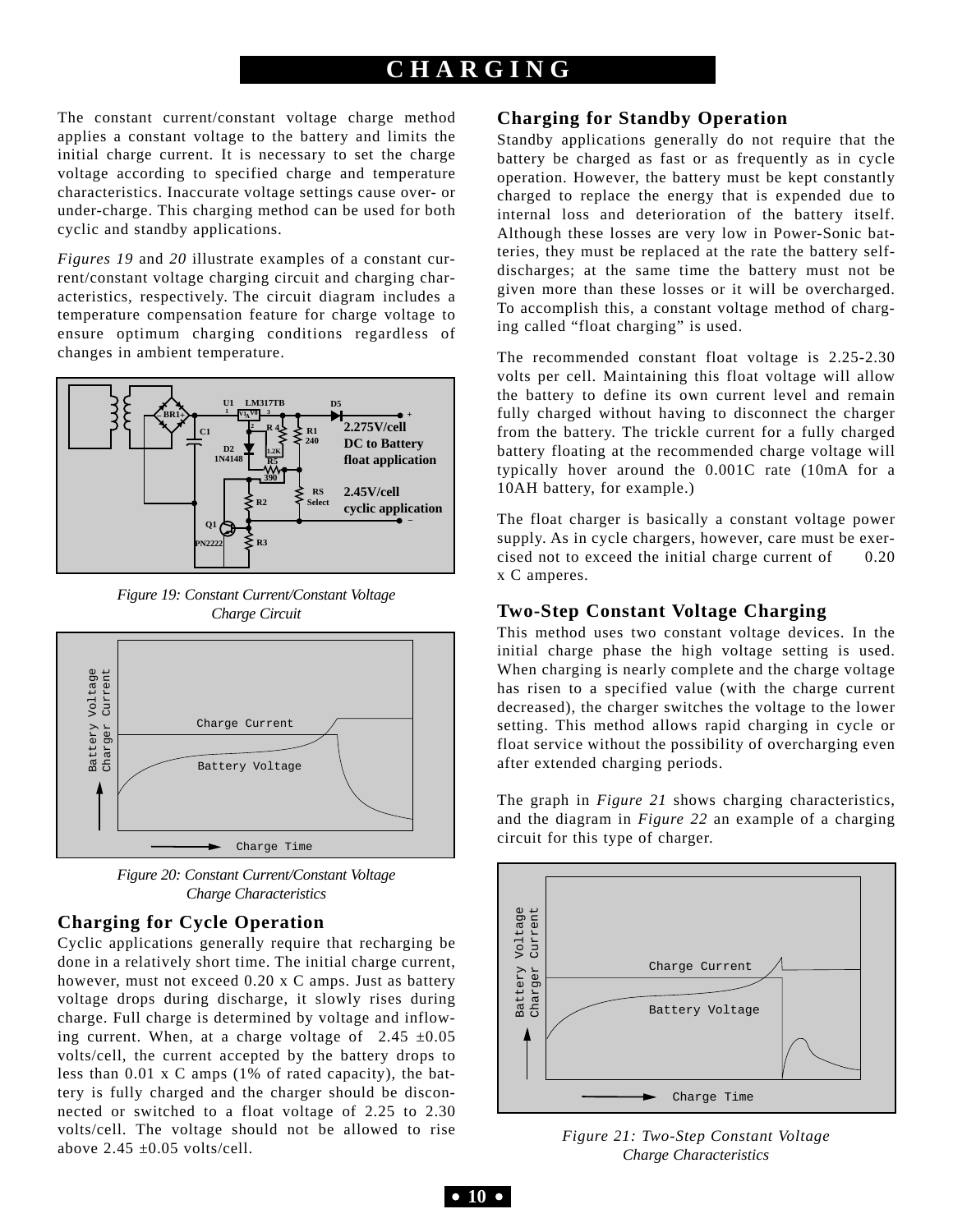# CHARGING

The constant current/constant voltage charge method applies a constant voltage to the battery and limits the initial charge current. It is necessary to set the charge voltage according to specified charge and temperature characteristics. Inaccurate voltage settings cause over- or under-charge. This charging method can be used for both cyclic and standby applications.

*Figures 19* and *20* illustrate examples of a constant current/constant voltage charging circuit and charging characteristics, respectively. The circuit diagram includes a temperature compensation feature for charge voltage to ensure optimum charging conditions regardless of changes in ambient temperature.

*Figure 19: Constant Current/Constant Voltage Charge Circuit*

*Figure 20: Constant Current/Constant Voltage Charge Characteristics*

## Charging for Cycle Operation

Cyclic applications generally require that recharging be done in a relatively short time. The initial charge current, however, must not exceed 0.20 x C amps. Just as battery voltage drops during discharge, it slowly rises during charge. Full charge is determined by voltage and inflowing current. When, at a charge voltage of 2.45 ±0.05 volts/cell, the current accepted by the battery drops to less than 0.01 x C amps (1% of rated capacity), the battery is fully charged and the charger should be disconnected or switched to a float voltage of 2.25 to 2.30 volts/cell. The voltage should not be allowed to rise above 2.45 ±0.05 volts/cell.

## Charging for Standby Operation

Standby applications generally do not require that the battery be charged as fast or as frequently as in cycle operation. However, the battery must be kept constantly charged to replace the energy that is expended due to internal loss and deterioration of the battery itself. Although these losses are very low in Power-Sonic batteries, they must be replaced at the rate the battery self-discharges; at the same time the battery must not be given more than these losses or it will be overcharged. To accomplish this, a constant voltage method of charging called "float charging" is used.

The recommended constant float voltage is 2.25-2.30 volts per cell. Maintaining this float voltage will allow the battery to define its own current level and remain fully charged without having to disconnect the charger from the battery. The trickle current for a fully charged battery floating at the recommended charge voltage will typically hover around the 0.001C rate (10mA for a 10AH battery, for example.)

The float charger is basically a constant voltage power supply. As in cycle chargers, however, care must be exercised not to exceed the initial charge current of 0.20 x C amperes.

## Two-Step Constant Voltage Charging

This method uses two constant voltage devices. In the initial charge phase the high voltage setting is used. When charging is nearly complete and the charge voltage has risen to a specified value (with the charge current decreased), the charger switches the voltage to the lower setting. This method allows rapid charging in cycle or float service without the possibility of overcharging even after extended charging periods.

The graph in *Figure 21* shows charging characteristics, and the diagram in *Figure 22* an example of a charging circuit for this type of charger.

*Figure 21: Two-Step Constant Voltage Charge Characteristics*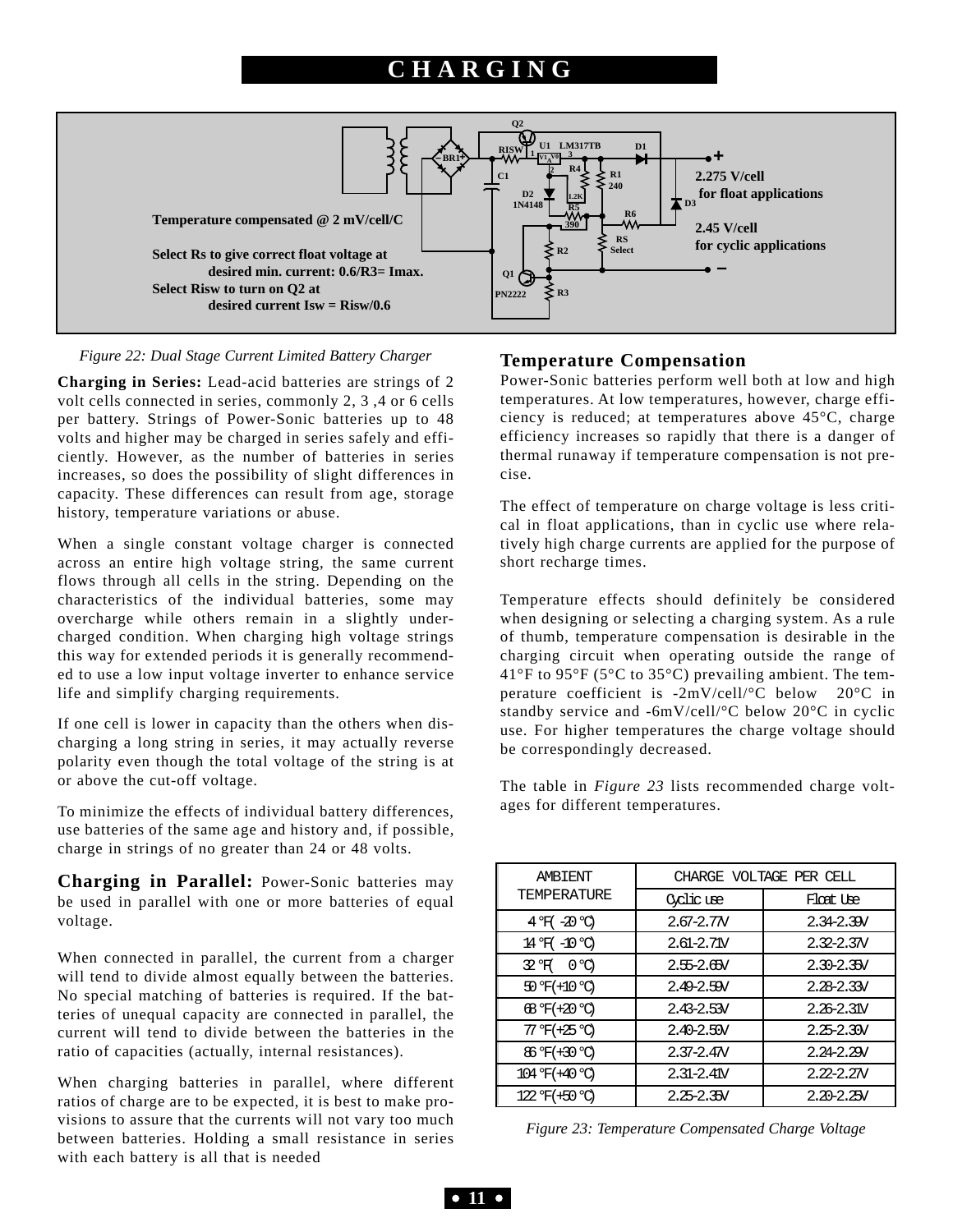# CHARGING

Temperature compensated @ 2 mV/cell/C

Select Rs to give correct float voltage at desired min. current: 0.6/R3= Imax.

Select Risw to turn on Q2 at desired current Isw = Risw/0.6

2.275 V/cell for float applications

2.45 V/cell for cyclic applications

*Figure 22: Dual Stage Current Limited Battery Charger*

**Charging in Series:** Lead-acid batteries are strings of 2 volt cells connected in series, commonly 2, 3 ,4 or 6 cells per battery. Strings of Power-Sonic batteries up to 48 volts and higher may be charged in series safely and efficiently. However, as the number of batteries in series increases, so does the possibility of slight differences in capacity. These differences can result from age, storage history, temperature variations or abuse.

When a single constant voltage charger is connected across an entire high voltage string, the same current flows through all cells in the string. Depending on the characteristics of the individual batteries, some may overcharge while others remain in a slightly undercharged condition. When charging high voltage strings this way for extended periods it is generally recommended to use a low input voltage inverter to enhance service life and simplify charging requirements.

If one cell is lower in capacity than the others when discharging a long string in series, it may actually reverse polarity even though the total voltage of the string is at or above the cut-off voltage.

To minimize the effects of individual battery differences, use batteries of the same age and history and, if possible, charge in strings of no greater than 24 or 48 volts.

**Charging in Parallel:** Power-Sonic batteries may be used in parallel with one or more batteries of equal voltage.

When connected in parallel, the current from a charger will tend to divide almost equally between the batteries. No special matching of batteries is required. If the batteries of unequal capacity are connected in parallel, the current will tend to divide between the batteries in the ratio of capacities (actually, internal resistances).

When charging batteries in parallel, where different ratios of charge are to be expected, it is best to make provisions to assure that the currents will not vary too much between batteries. Holding a small resistance in series with each battery is all that is needed

## Temperature Compensation

Power-Sonic batteries perform well both at low and high temperatures. At low temperatures, however, charge efficiency is reduced; at temperatures above 45°C, charge efficiency increases so rapidly that there is a danger of thermal runaway if temperature compensation is not precise.

The effect of temperature on charge voltage is less critical in float applications, than in cyclic use where relatively high charge currents are applied for the purpose of short recharge times.

Temperature effects should definitely be considered when designing or selecting a charging system. As a rule of thumb, temperature compensation is desirable in the charging circuit when operating outside the range of 41°F to 95°F (5°C to 35°C) prevailing ambient. The temperature coefficient is -2mV/cell/°C below 20°C in standby service and -6mV/cell/°C below 20°C in cyclic use. For higher temperatures the charge voltage should be correspondingly decreased.

The table in *Figure 23* lists recommended charge voltages for different temperatures.

| AMBIENT TEMPERATURE | CHARGE VOLTAGE PER CELL | |
|---|---|---|
| | Cyclic use | Float Use |
| 4°F (-20°C) | 2.67-2.77V | 2.34-2.39V |
| 14°F (-10°C) | 2.61-2.71V | 2.32-2.37V |
| 32°F ( 0°C) | 2.55-2.65V | 2.30-2.35V |
| 50°F (+10°C) | 2.49-2.59V | 2.28-2.33V |
| 68°F (+20°C) | 2.43-2.53V | 2.26-2.31V |
| 77°F (+25°C) | 2.40-2.50V | 2.25-2.30V |
| 86°F (+30°C) | 2.37-2.47V | 2.24-2.29V |
| 104°F (+40°C) | 2.31-2.41V | 2.22-2.27V |
| 122°F (+50°C) | 2.25-2.35V | 2.20-2.25V |

*Figure 23: Temperature Compensated Charge Voltage*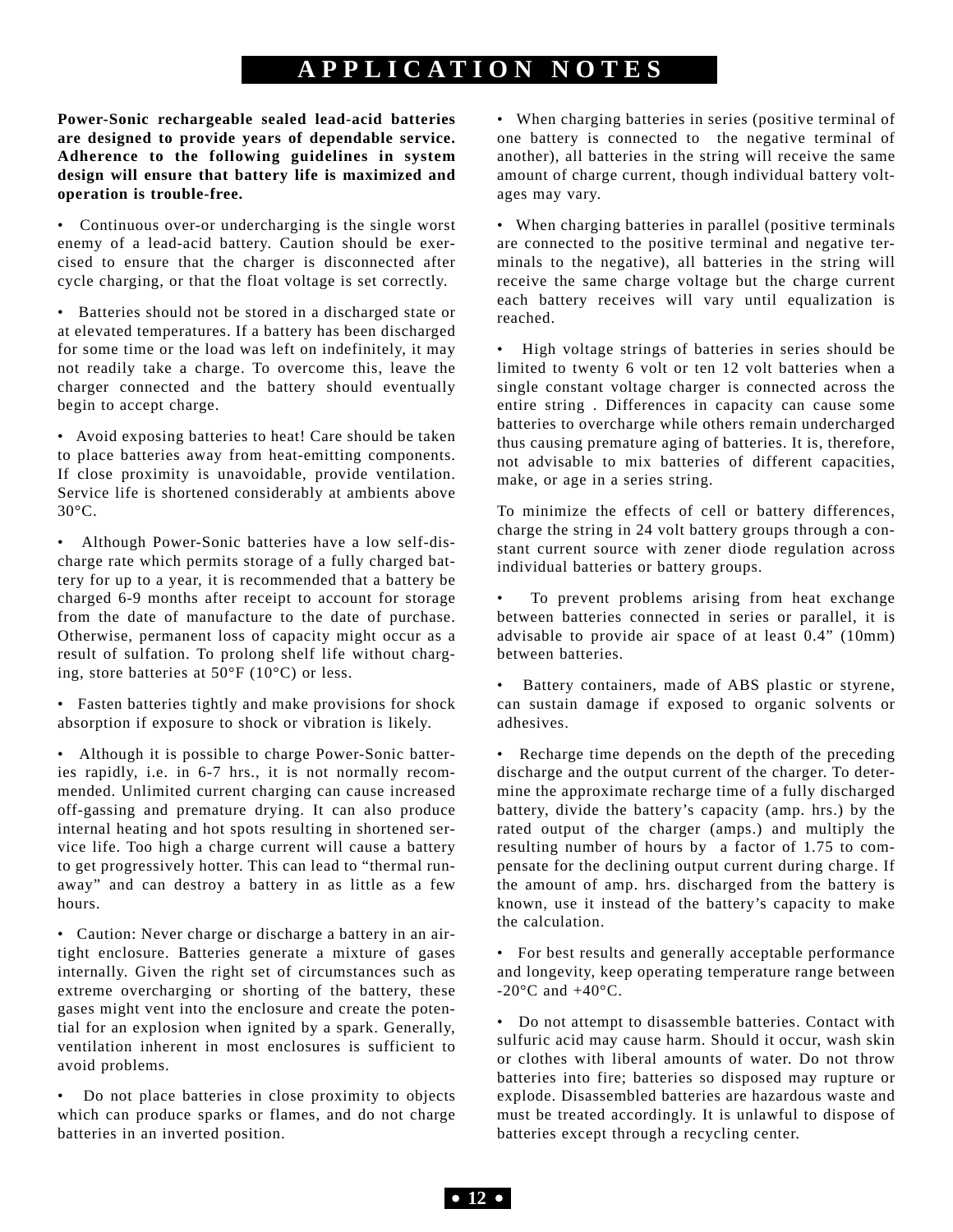# APPLICATION NOTES

**Power-Sonic rechargeable sealed lead-acid batteries are designed to provide years of dependable service. Adherence to the following guidelines in system design will ensure that battery life is maximized and operation is trouble-free.**

- Continuous over-or undercharging is the single worst enemy of a lead-acid battery. Caution should be exercised to ensure that the charger is disconnected after cycle charging, or that the float voltage is set correctly.

- Batteries should not be stored in a discharged state or at elevated temperatures. If a battery has been discharged for some time or the load was left on indefinitely, it may not readily take a charge. To overcome this, leave the charger connected and the battery should eventually begin to accept charge.

- Avoid exposing batteries to heat! Care should be taken to place batteries away from heat-emitting components. If close proximity is unavoidable, provide ventilation. Service life is shortened considerably at ambients above 30°C.

- Although Power-Sonic batteries have a low self-discharge rate which permits storage of a fully charged battery for up to a year, it is recommended that a battery be charged 6-9 months after receipt to account for storage from the date of manufacture to the date of purchase. Otherwise, permanent loss of capacity might occur as a result of sulfation. To prolong shelf life without charging, store batteries at 50°F (10°C) or less.

- Fasten batteries tightly and make provisions for shock absorption if exposure to shock or vibration is likely.

- Although it is possible to charge Power-Sonic batteries rapidly, i.e. in 6-7 hrs., it is not normally recommended. Unlimited current charging can cause increased off-gassing and premature drying. It can also produce internal heating and hot spots resulting in shortened service life. Too high a charge current will cause a battery to get progressively hotter. This can lead to "thermal runaway" and can destroy a battery in as little as a few hours.

- Caution: Never charge or discharge a battery in an airtight enclosure. Batteries generate a mixture of gases internally. Given the right set of circumstances such as extreme overcharging or shorting of the battery, these gases might vent into the enclosure and create the potential for an explosion when ignited by a spark. Generally, ventilation inherent in most enclosures is sufficient to avoid problems.

- Do not place batteries in close proximity to objects which can produce sparks or flames, and do not charge batteries in an inverted position.

- When charging batteries in series (positive terminal of one battery is connected to the negative terminal of another), all batteries in the string will receive the same amount of charge current, though individual battery voltages may vary.

- When charging batteries in parallel (positive terminals are connected to the positive terminal and negative terminals to the negative), all batteries in the string will receive the same charge voltage but the charge current each battery receives will vary until equalization is reached.

- High voltage strings of batteries in series should be limited to twenty 6 volt or ten 12 volt batteries when a single constant voltage charger is connected across the entire string . Differences in capacity can cause some batteries to overcharge while others remain undercharged thus causing premature aging of batteries. It is, therefore, not advisable to mix batteries of different capacities, make, or age in a series string.

To minimize the effects of cell or battery differences, charge the string in 24 volt battery groups through a constant current source with zener diode regulation across individual batteries or battery groups.

- To prevent problems arising from heat exchange between batteries connected in series or parallel, it is advisable to provide air space of at least 0.4" (10mm) between batteries.

- Battery containers, made of ABS plastic or styrene, can sustain damage if exposed to organic solvents or adhesives.

- Recharge time depends on the depth of the preceding discharge and the output current of the charger. To determine the approximate recharge time of a fully discharged battery, divide the battery's capacity (amp. hrs.) by the rated output of the charger (amps.) and multiply the resulting number of hours by a factor of 1.75 to compensate for the declining output current during charge. If the amount of amp. hrs. discharged from the battery is known, use it instead of the battery's capacity to make the calculation.

- For best results and generally acceptable performance and longevity, keep operating temperature range between -20°C and +40°C.

- Do not attempt to disassemble batteries. Contact with sulfuric acid may cause harm. Should it occur, wash skin or clothes with liberal amounts of water. Do not throw batteries into fire; batteries so disposed may rupture or explode. Disassembled batteries are hazardous waste and must be treated accordingly. It is unlawful to dispose of batteries except through a recycling center.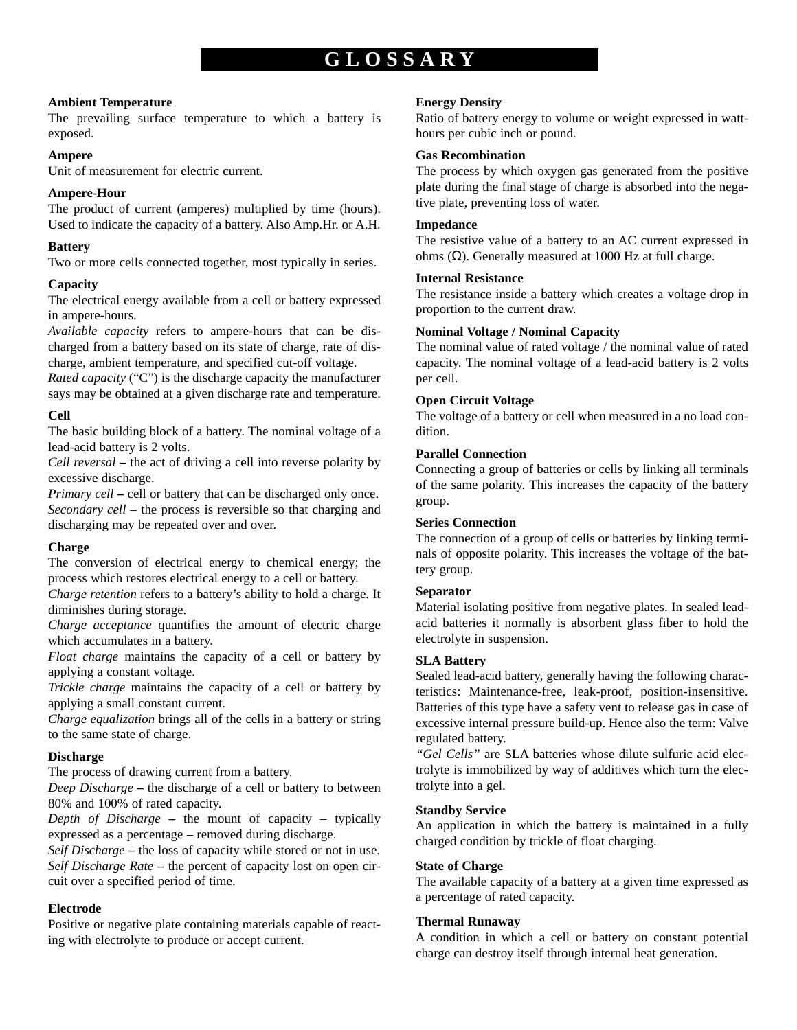# GLOSSARY

**Ambient Temperature**
The prevailing surface temperature to which a battery is exposed.

**Ampere**
Unit of measurement for electric current.

**Ampere-Hour**
The product of current (amperes) multiplied by time (hours). Used to indicate the capacity of a battery. Also Amp.Hr. or A.H.

**Battery**
Two or more cells connected together, most typically in series.

**Capacity**
The electrical energy available from a cell or battery expressed in ampere-hours.
*Available capacity* refers to ampere-hours that can be discharged from a battery based on its state of charge, rate of discharge, ambient temperature, and specified cut-off voltage.
*Rated capacity* ("C") is the discharge capacity the manufacturer says may be obtained at a given discharge rate and temperature.

**Cell**
The basic building block of a battery. The nominal voltage of a lead-acid battery is 2 volts.
*Cell reversal* – the act of driving a cell into reverse polarity by excessive discharge.
*Primary cell* – cell or battery that can be discharged only once.
*Secondary cell* – the process is reversible so that charging and discharging may be repeated over and over.

**Charge**
The conversion of electrical energy to chemical energy; the process which restores electrical energy to a cell or battery.
*Charge retention* refers to a battery's ability to hold a charge. It diminishes during storage.
*Charge acceptance* quantifies the amount of electric charge which accumulates in a battery.
*Float charge* maintains the capacity of a cell or battery by applying a constant voltage.
*Trickle charge* maintains the capacity of a cell or battery by applying a small constant current.
*Charge equalization* brings all of the cells in a battery or string to the same state of charge.

**Discharge**
The process of drawing current from a battery.
*Deep Discharge* – the discharge of a cell or battery to between 80% and 100% of rated capacity.
*Depth of Discharge* – the mount of capacity – typically expressed as a percentage – removed during discharge.
*Self Discharge* – the loss of capacity while stored or not in use.
*Self Discharge Rate* – the percent of capacity lost on open circuit over a specified period of time.

**Electrode**
Positive or negative plate containing materials capable of reacting with electrolyte to produce or accept current.

**Energy Density**
Ratio of battery energy to volume or weight expressed in watt-hours per cubic inch or pound.

**Gas Recombination**
The process by which oxygen gas generated from the positive plate during the final stage of charge is absorbed into the negative plate, preventing loss of water.

**Impedance**
The resistive value of a battery to an AC current expressed in ohms ($\Omega$). Generally measured at 1000 Hz at full charge.

**Internal Resistance**
The resistance inside a battery which creates a voltage drop in proportion to the current draw.

**Nominal Voltage / Nominal Capacity**
The nominal value of rated voltage / the nominal value of rated capacity. The nominal voltage of a lead-acid battery is 2 volts per cell.

**Open Circuit Voltage**
The voltage of a battery or cell when measured in a no load condition.

**Parallel Connection**
Connecting a group of batteries or cells by linking all terminals of the same polarity. This increases the capacity of the battery group.

**Series Connection**
The connection of a group of cells or batteries by linking terminals of opposite polarity. This increases the voltage of the battery group.

**Separator**
Material isolating positive from negative plates. In sealed lead-acid batteries it normally is absorbent glass fiber to hold the electrolyte in suspension.

**SLA Battery**
Sealed lead-acid battery, generally having the following characteristics: Maintenance-free, leak-proof, position-insensitive. Batteries of this type have a safety vent to release gas in case of excessive internal pressure build-up. Hence also the term: Valve regulated battery.
*"Gel Cells"* are SLA batteries whose dilute sulfuric acid electrolyte is immobilized by way of additives which turn the electrolyte into a gel.

**Standby Service**
An application in which the battery is maintained in a fully charged condition by trickle of float charging.

**State of Charge**
The available capacity of a battery at a given time expressed as a percentage of rated capacity.

**Thermal Runaway**
A condition in which a cell or battery on constant potential charge can destroy itself through internal heat generation.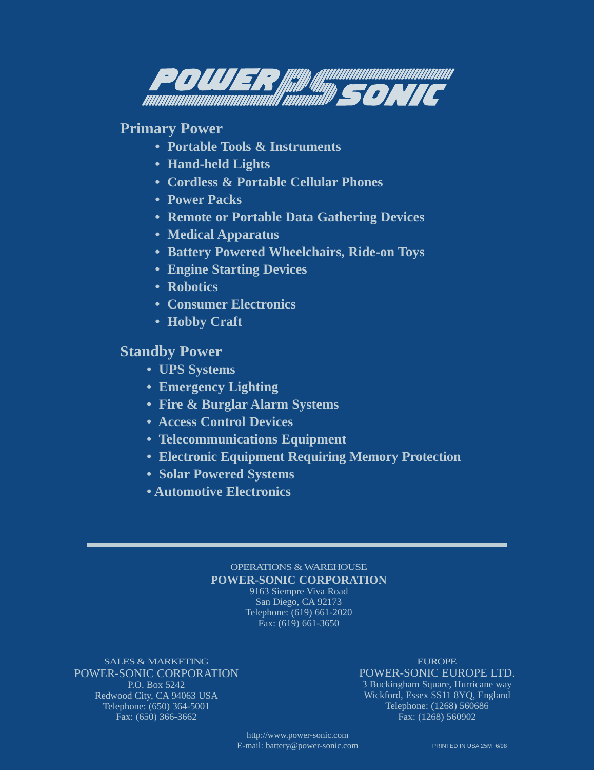POWER SONIC

## Primary Power

- Portable Tools & Instruments
- Hand-held Lights
- Cordless & Portable Cellular Phones
- Power Packs
- Remote or Portable Data Gathering Devices
- Medical Apparatus
- Battery Powered Wheelchairs, Ride-on Toys
- Engine Starting Devices
- Robotics
- Consumer Electronics
- Hobby Craft

## Standby Power

- UPS Systems
- Emergency Lighting
- Fire & Burglar Alarm Systems
- Access Control Devices
- Telecommunications Equipment
- Electronic Equipment Requiring Memory Protection
- Solar Powered Systems
- Automotive Electronics

---

OPERATIONS & WAREHOUSE
**POWER-SONIC CORPORATION**
9163 Siempre Viva Road
San Diego, CA 92173
Telephone: (619) 661-2020
Fax: (619) 661-3650

SALES & MARKETING
POWER-SONIC CORPORATION
P.O. Box 5242
Redwood City, CA 94063 USA
Telephone: (650) 364-5001
Fax: (650) 366-3662

EUROPE
POWER-SONIC EUROPE LTD.
3 Buckingham Square, Hurricane way
Wickford, Essex SS11 8YQ, England
Telephone: (1268) 560686
Fax: (1268) 560902

http://www.power-sonic.com
E-mail: battery@power-sonic.com

PRINTED IN USA 25M 6/98